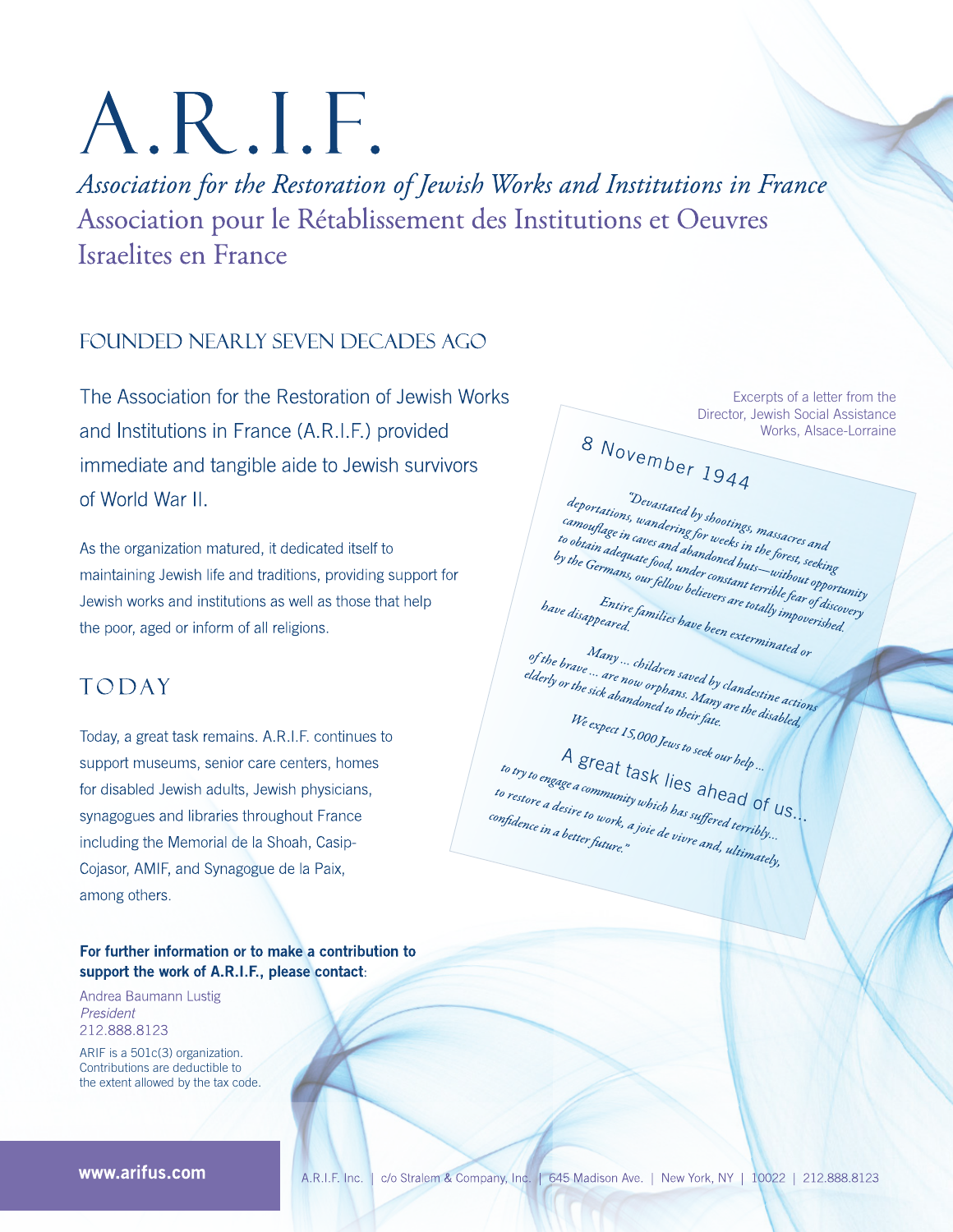# A.R.I.F.

*Association for the Restoration of Jewish Works and Institutions in France*

Association pour le Rétablissement des Institutions et Oeuvres Israelites en France

## FOUNDED NEARLY SEVEN DECADES AGO

The Association for the Restoration of Jewish Works and Institutions in France (A.R.I.F.) provided immediate and tangible aide to Jewish survivors of World War II.

As the organization matured, it dedicated itself to maintaining Jewish life and traditions, providing support for Jewish works and institutions as well as those that help the poor, aged or inform of all religions.

## TODAY

Today, a great task remains. A.R.I.F. continues to support museums, senior care centers, homes for disabled Jewish adults, Jewish physicians, synagogues and libraries throughout France including the Memorial de la Shoah, Casip-Cojasor, AMIF, and Synagogue de la Paix, among others.

Excerpts of a letter from the Director, Jewish Social Assistance Works, Alsace-Lorraine

8 November 1944

*"Devastated by shootings, massacres and deportations, wandering for weeks in the forest, seeking camouflage in caves and abandoned huts—without opportunity to obtain adequate food, under constant terrible fear of discovery by the Germans, our fellow believers are totally impoverished.*

*Entire families have been exterminated or have disappeared.*

*Many ... children saved by clandestine actions of the brave ... are now orphans. Many are the disabled, elderly or the sick abandoned to their fate.*

*We expect 15,000 Jews to seek our help ...*

A great task lies ahead of us...

*to try to engage a community which has suffered terribly... to restore a desire to work, a joie de vivre and, ultimately, confidence in a better future."*

**For further information or to make a contribution to support the work of A.R.I.F., please contact**:

Andrea Baumann Lustig
*President*
212.888.8123

ARIF is a 501c(3) organization. Contributions are deductible to the extent allowed by the tax code.

**www.arifus.com**

A.R.I.F. Inc. | c/o Stralem & Company, Inc. | 645 Madison Ave. | New York, NY | 10022 | 212.888.8123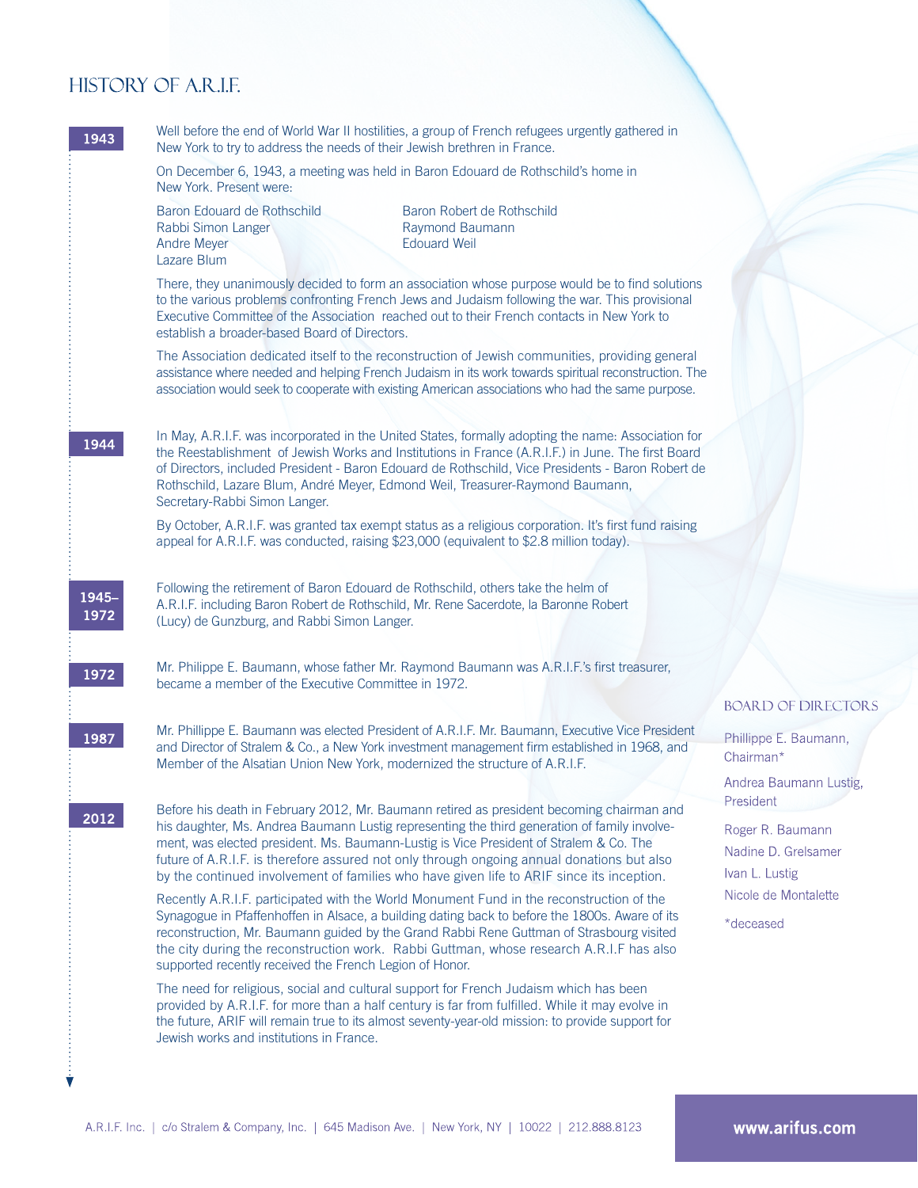# HISTORY OF A.R.I.F.

**1943**

Well before the end of World War II hostilities, a group of French refugees urgently gathered in New York to try to address the needs of their Jewish brethren in France.

On December 6, 1943, a meeting was held in Baron Edouard de Rothschild's home in New York. Present were:

- Baron Edouard de Rothschild
- Rabbi Simon Langer
- Andre Meyer
- Lazare Blum
- Baron Robert de Rothschild
- Raymond Baumann
- Edouard Weil

There, they unanimously decided to form an association whose purpose would be to find solutions to the various problems confronting French Jews and Judaism following the war. This provisional Executive Committee of the Association reached out to their French contacts in New York to establish a broader-based Board of Directors.

The Association dedicated itself to the reconstruction of Jewish communities, providing general assistance where needed and helping French Judaism in its work towards spiritual reconstruction. The association would seek to cooperate with existing American associations who had the same purpose.

**1944**

In May, A.R.I.F. was incorporated in the United States, formally adopting the name: Association for the Reestablishment of Jewish Works and Institutions in France (A.R.I.F.) in June. The first Board of Directors, included President - Baron Edouard de Rothschild, Vice Presidents - Baron Robert de Rothschild, Lazare Blum, André Meyer, Edmond Weil, Treasurer-Raymond Baumann, Secretary-Rabbi Simon Langer.

By October, A.R.I.F. was granted tax exempt status as a religious corporation. It's first fund raising appeal for A.R.I.F. was conducted, raising $23,000 (equivalent to $2.8 million today).

**1945–1972**

Following the retirement of Baron Edouard de Rothschild, others take the helm of A.R.I.F. including Baron Robert de Rothschild, Mr. Rene Sacerdote, la Baronne Robert (Lucy) de Gunzburg, and Rabbi Simon Langer.

**1972**

Mr. Philippe E. Baumann, whose father Mr. Raymond Baumann was A.R.I.F.'s first treasurer, became a member of the Executive Committee in 1972.

**1987**

Mr. Phillippe E. Baumann was elected President of A.R.I.F. Mr. Baumann, Executive Vice President and Director of Stralem & Co., a New York investment management firm established in 1968, and Member of the Alsatian Union New York, modernized the structure of A.R.I.F.

**2012**

Before his death in February 2012, Mr. Baumann retired as president becoming chairman and his daughter, Ms. Andrea Baumann Lustig representing the third generation of family involvement, was elected president. Ms. Baumann-Lustig is Vice President of Stralem & Co. The future of A.R.I.F. is therefore assured not only through ongoing annual donations but also by the continued involvement of families who have given life to ARIF since its inception.

Recently A.R.I.F. participated with the World Monument Fund in the reconstruction of the Synagogue in Pfaffenhoffen in Alsace, a building dating back to before the 1800s. Aware of its reconstruction, Mr. Baumann guided by the Grand Rabbi Rene Guttman of Strasbourg visited the city during the reconstruction work. Rabbi Guttman, whose research A.R.I.F has also supported recently received the French Legion of Honor.

The need for religious, social and cultural support for French Judaism which has been provided by A.R.I.F. for more than a half century is far from fulfilled. While it may evolve in the future, ARIF will remain true to its almost seventy-year-old mission: to provide support for Jewish works and institutions in France.

## BOARD OF DIRECTORS

Phillippe E. Baumann, Chairman*

Andrea Baumann Lustig, President

Roger R. Baumann

Nadine D. Grelsamer

Ivan L. Lustig

Nicole de Montalette

*deceased

A.R.I.F. Inc. | c/o Stralem & Company, Inc. | 645 Madison Ave. | New York, NY | 10022 | 212.888.8123

**www.arifus.com**